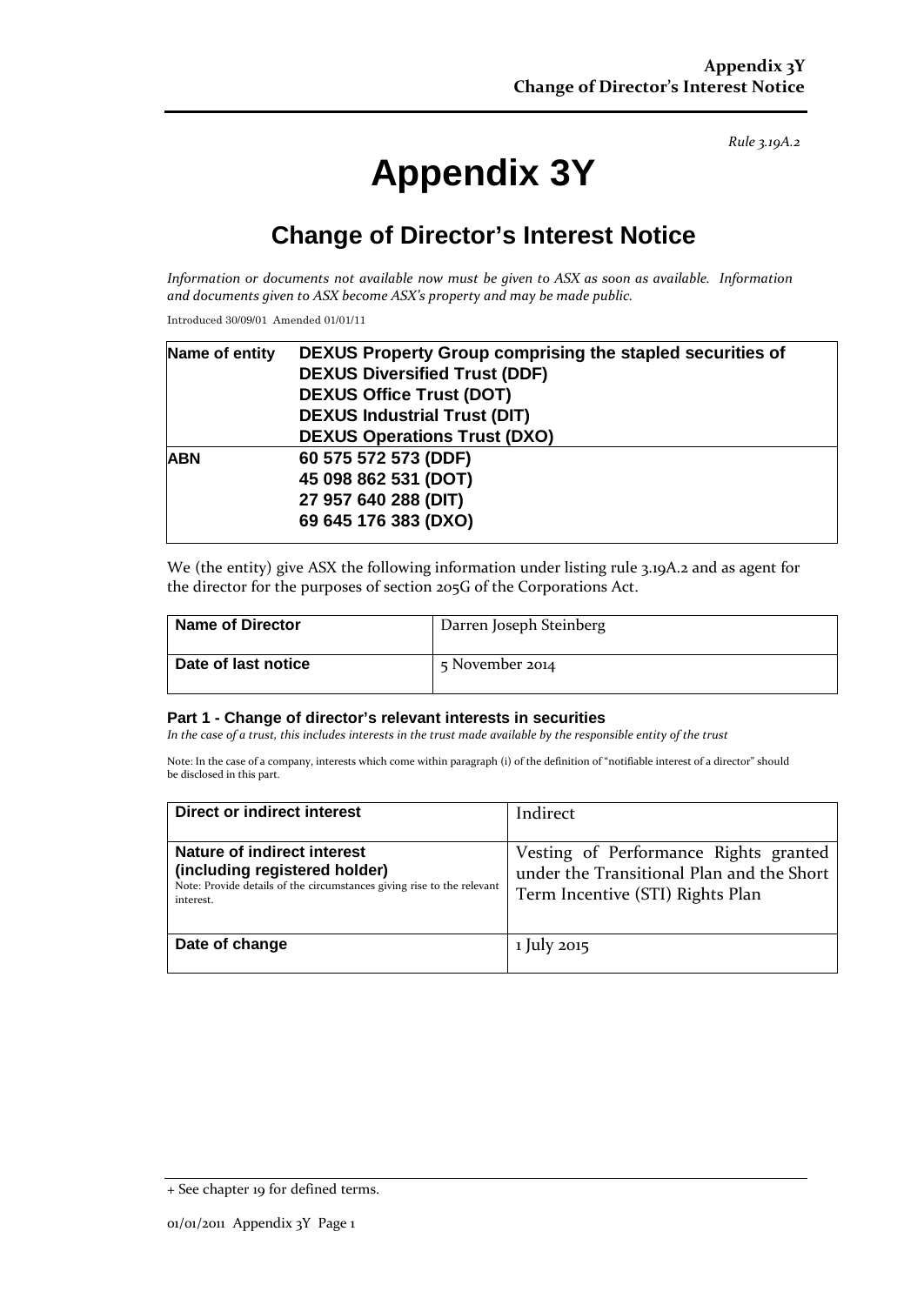*Rule 3.19A.2*

# Appendix 3Y

## Change of Director's Interest Notice

*Information or documents not available now must be given to ASX as soon as available. Information and documents given to ASX become ASX's property and may be made public.*

Introduced 30/09/01 Amended 01/01/11

| Name of entity | DEXUS Property Group comprising the stapled securities of<br>DEXUS Diversified Trust (DDF)<br>DEXUS Office Trust (DOT)<br>DEXUS Industrial Trust (DIT)<br>DEXUS Operations Trust (DXO) |
|---|---|
| ABN | 60 575 572 573 (DDF)<br>45 098 862 531 (DOT)<br>27 957 640 288 (DIT)<br>69 645 176 383 (DXO) |

We (the entity) give ASX the following information under listing rule 3.19A.2 and as agent for the director for the purposes of section 205G of the Corporations Act.

| Name of Director | Darren Joseph Steinberg |
|---|---|
| Date of last notice | 5 November 2014 |

### Part 1 - Change of director's relevant interests in securities

*In the case of a trust, this includes interests in the trust made available by the responsible entity of the trust*

Note: In the case of a company, interests which come within paragraph (i) of the definition of "notifiable interest of a director" should be disclosed in this part.

| Direct or indirect interest | Indirect |
|---|---|
| **Nature of indirect interest (including registered holder)**<br>Note: Provide details of the circumstances giving rise to the relevant interest. | Vesting of Performance Rights granted under the Transitional Plan and the Short Term Incentive (STI) Rights Plan |
| Date of change | 1 July 2015 |

+ See chapter 19 for defined terms.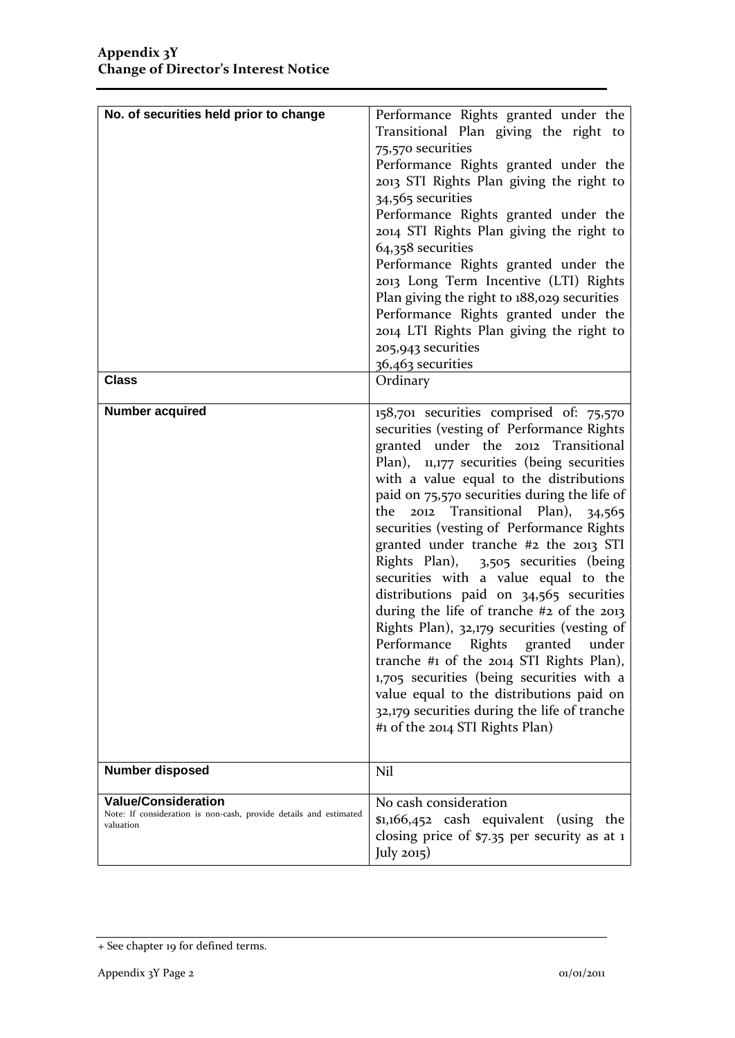| No. of securities held prior to change | Performance Rights granted under the Transitional Plan giving the right to 75,570 securities<br>Performance Rights granted under the 2013 STI Rights Plan giving the right to 34,565 securities<br>Performance Rights granted under the 2014 STI Rights Plan giving the right to 64,358 securities<br>Performance Rights granted under the 2013 Long Term Incentive (LTI) Rights Plan giving the right to 188,029 securities<br>Performance Rights granted under the 2014 LTI Rights Plan giving the right to 205,943 securities<br>36,463 securities |
|---|---|
| **Class** | Ordinary |
| **Number acquired** | 158,701 securities comprised of: 75,570 securities (vesting of Performance Rights granted under the 2012 Transitional Plan), 11,177 securities (being securities with a value equal to the distributions paid on 75,570 securities during the life of the 2012 Transitional Plan), 34,565 securities (vesting of Performance Rights granted under tranche #2 the 2013 STI Rights Plan), 3,505 securities (being securities with a value equal to the distributions paid on 34,565 securities during the life of tranche #2 of the 2013 Rights Plan), 32,179 securities (vesting of Performance Rights granted under tranche #1 of the 2014 STI Rights Plan), 1,705 securities (being securities with a value equal to the distributions paid on 32,179 securities during the life of tranche #1 of the 2014 STI Rights Plan) |
| **Number disposed** | Nil |
| **Value/Consideration**<br>Note: If consideration is non-cash, provide details and estimated valuation | No cash consideration<br>$1,166,452 cash equivalent (using the closing price of $7.35 per security as at 1 July 2015) |

+ See chapter 19 for defined terms.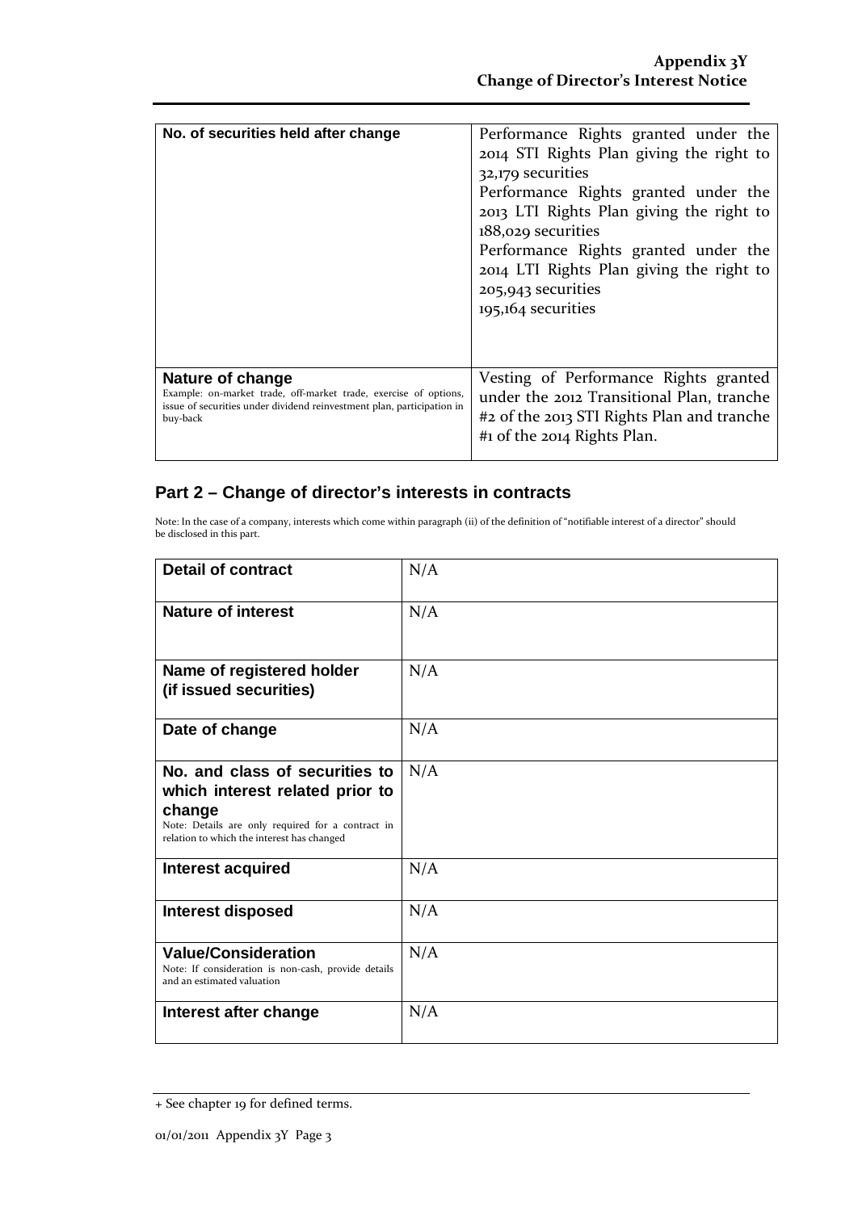| No. of securities held after change | Performance Rights granted under the 2014 STI Rights Plan giving the right to 32,179 securities<br>Performance Rights granted under the 2013 LTI Rights Plan giving the right to 188,029 securities<br>Performance Rights granted under the 2014 LTI Rights Plan giving the right to 205,943 securities<br>195,164 securities |
|---|---|
| **Nature of change**<br>Example: on-market trade, off-market trade, exercise of options, issue of securities under dividend reinvestment plan, participation in buy-back | Vesting of Performance Rights granted under the 2012 Transitional Plan, tranche #2 of the 2013 STI Rights Plan and tranche #1 of the 2014 Rights Plan. |

## Part 2 – Change of director's interests in contracts

Note: In the case of a company, interests which come within paragraph (ii) of the definition of "notifiable interest of a director" should be disclosed in this part.

| **Detail of contract** | N/A |
|---|---|
| **Nature of interest** | N/A |
| **Name of registered holder (if issued securities)** | N/A |
| **Date of change** | N/A |
| **No. and class of securities to which interest related prior to change**<br>Note: Details are only required for a contract in relation to which the interest has changed | N/A |
| **Interest acquired** | N/A |
| **Interest disposed** | N/A |
| **Value/Consideration**<br>Note: If consideration is non-cash, provide details and an estimated valuation | N/A |
| **Interest after change** | N/A |

+ See chapter 19 for defined terms.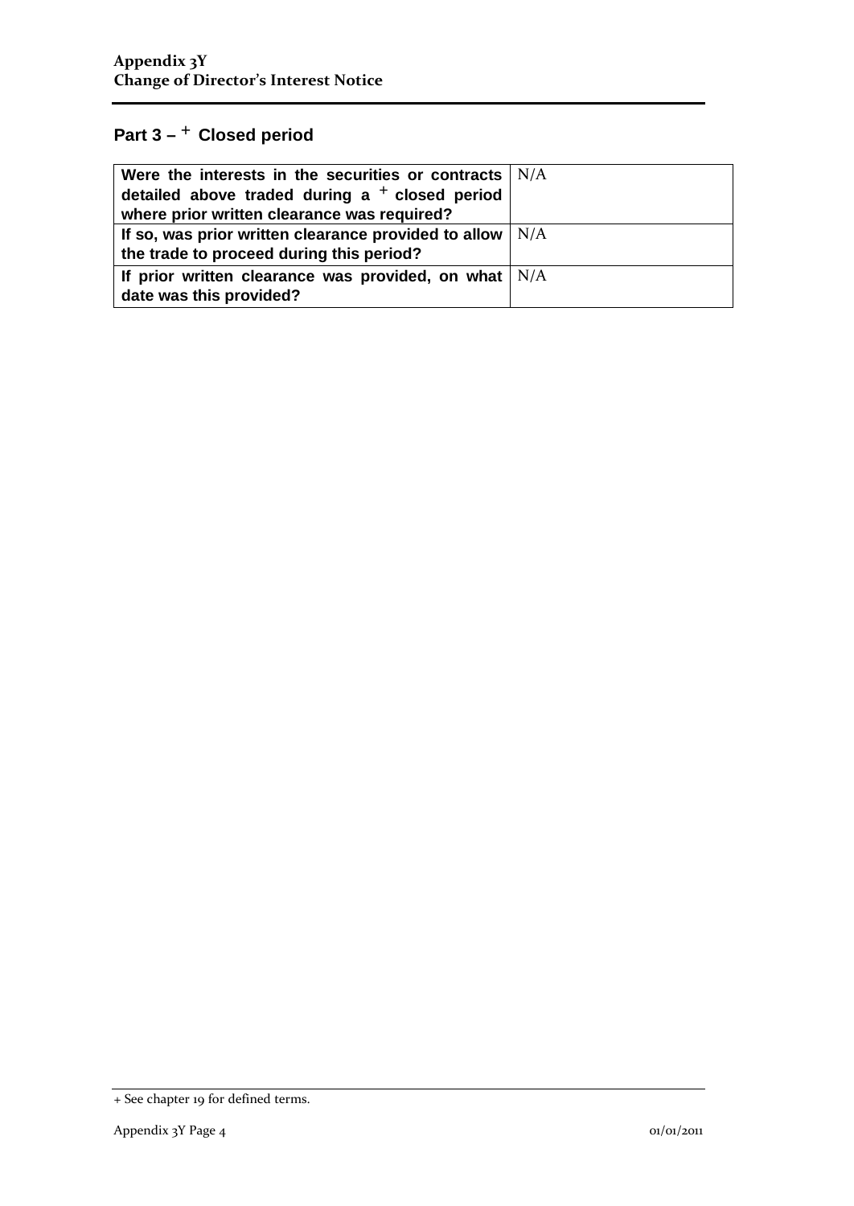## Part 3 – + Closed period

| | |
|---|---|
| **Were the interests in the securities or contracts detailed above traded during a + closed period where prior written clearance was required?** | N/A |
| **If so, was prior written clearance provided to allow the trade to proceed during this period?** | N/A |
| **If prior written clearance was provided, on what date was this provided?** | N/A |

+ See chapter 19 for defined terms.